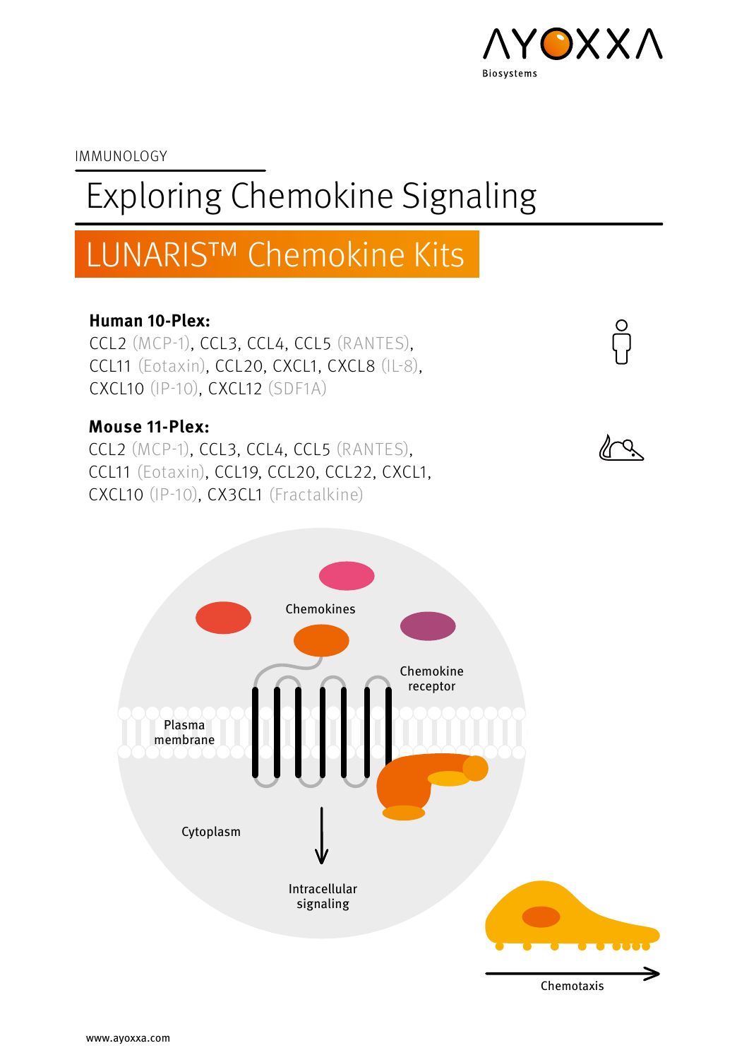IMMUNOLOGY

# Exploring Chemokine Signaling

## LUNARIS™ Chemokine Kits

**Human 10-Plex:**
CCL2 (MCP-1), CCL3, CCL4, CCL5 (RANTES), CCL11 (Eotaxin), CCL20, CXCL1, CXCL8 (IL-8), CXCL10 (IP-10), CXCL12 (SDF1A)

**Mouse 11-Plex:**
CCL2 (MCP-1), CCL3, CCL4, CCL5 (RANTES), CCL11 (Eotaxin), CCL19, CCL20, CCL22, CXCL1, CXCL10 (IP-10), CX3CL1 (Fractalkine)

Chemokines

Chemokine receptor

Plasma membrane

Cytoplasm

Intracellular signaling

Chemotaxis

www.ayoxxa.com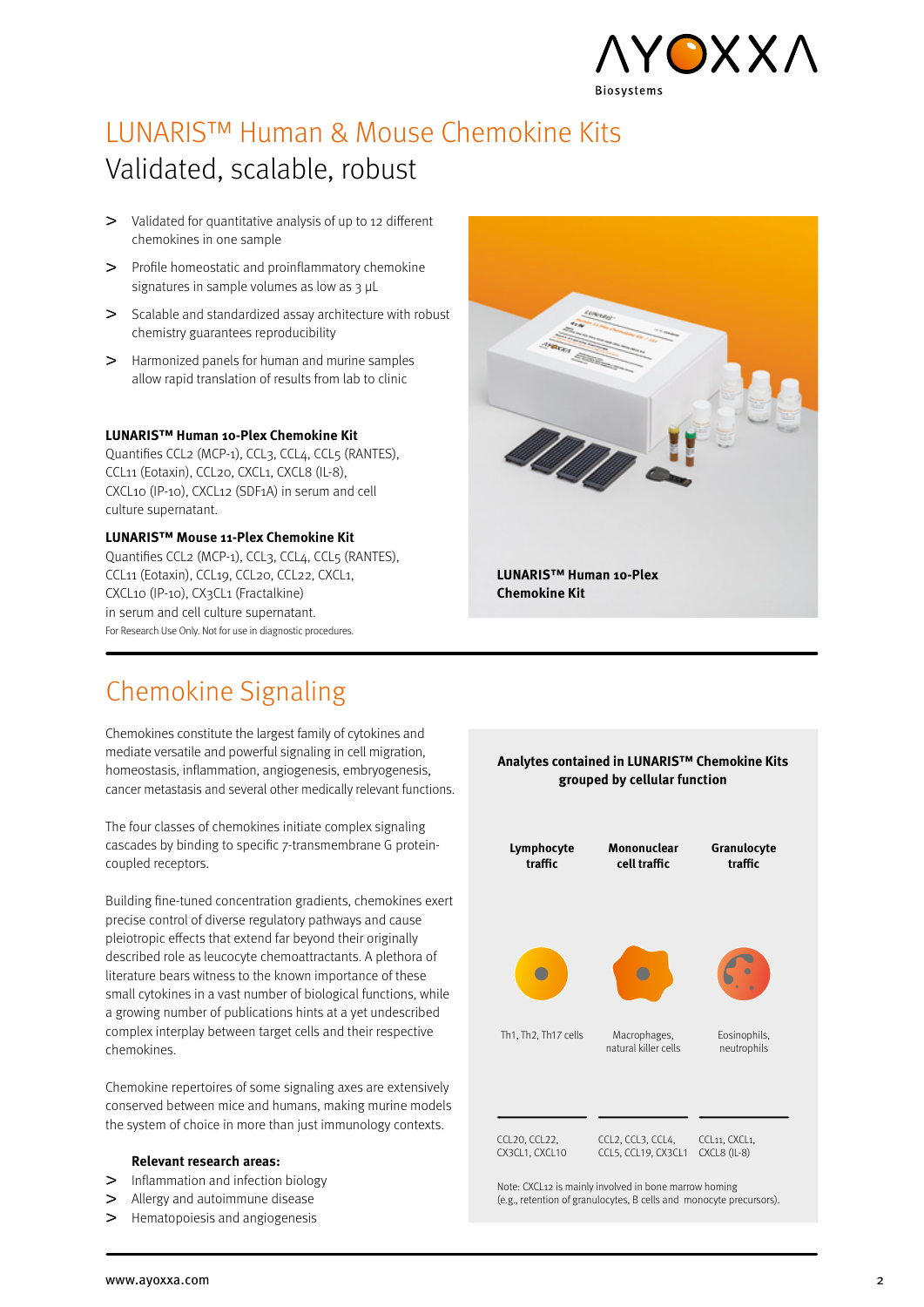# LUNARIS™ Human & Mouse Chemokine Kits

## Validated, scalable, robust

- Validated for quantitative analysis of up to 12 different chemokines in one sample
- Profile homeostatic and proinflammatory chemokine signatures in sample volumes as low as 3 µL
- Scalable and standardized assay architecture with robust chemistry guarantees reproducibility
- Harmonized panels for human and murine samples allow rapid translation of results from lab to clinic

**LUNARIS™ Human 10-Plex Chemokine Kit**
Quantifies CCL2 (MCP-1), CCL3, CCL4, CCL5 (RANTES), CCL11 (Eotaxin), CCL20, CXCL1, CXCL8 (IL-8), CXCL10 (IP-10), CXCL12 (SDF1A) in serum and cell culture supernatant.

**LUNARIS™ Mouse 11-Plex Chemokine Kit**
Quantifies CCL2 (MCP-1), CCL3, CCL4, CCL5 (RANTES), CCL11 (Eotaxin), CCL19, CCL20, CCL22, CXCL1, CXCL10 (IP-10), CX3CL1 (Fractalkine) in serum and cell culture supernatant.

For Research Use Only. Not for use in diagnostic procedures.

**LUNARIS™ Human 10-Plex Chemokine Kit**

## Chemokine Signaling

Chemokines constitute the largest family of cytokines and mediate versatile and powerful signaling in cell migration, homeostasis, inflammation, angiogenesis, embryogenesis, cancer metastasis and several other medically relevant functions.

The four classes of chemokines initiate complex signaling cascades by binding to specific 7-transmembrane G protein-coupled receptors.

Building fine-tuned concentration gradients, chemokines exert precise control of diverse regulatory pathways and cause pleiotropic effects that extend far beyond their originally described role as leucocyte chemoattractants. A plethora of literature bears witness to the known importance of these small cytokines in a vast number of biological functions, while a growing number of publications hints at a yet undescribed complex interplay between target cells and their respective chemokines.

Chemokine repertoires of some signaling axes are extensively conserved between mice and humans, making murine models the system of choice in more than just immunology contexts.

**Relevant research areas:**

- Inflammation and infection biology
- Allergy and autoimmune disease
- Hematopoiesis and angiogenesis

**Analytes contained in LUNARIS™ Chemokine Kits grouped by cellular function**

| Lymphocyte traffic | Mononuclear cell traffic | Granulocyte traffic |
|---|---|---|
| Th1, Th2, Th17 cells | Macrophages, natural killer cells | Eosinophils, neutrophils |
| CCL20, CCL22, CX3CL1, CXCL10 | CCL2, CCL3, CCL4, CCL5, CCL19, CX3CL1 | CCL11, CXCL1, CXCL8 (IL-8) |

Note: CXCL12 is mainly involved in bone marrow homing (e.g., retention of granulocytes, B cells and monocyte precursors).

www.ayoxxa.com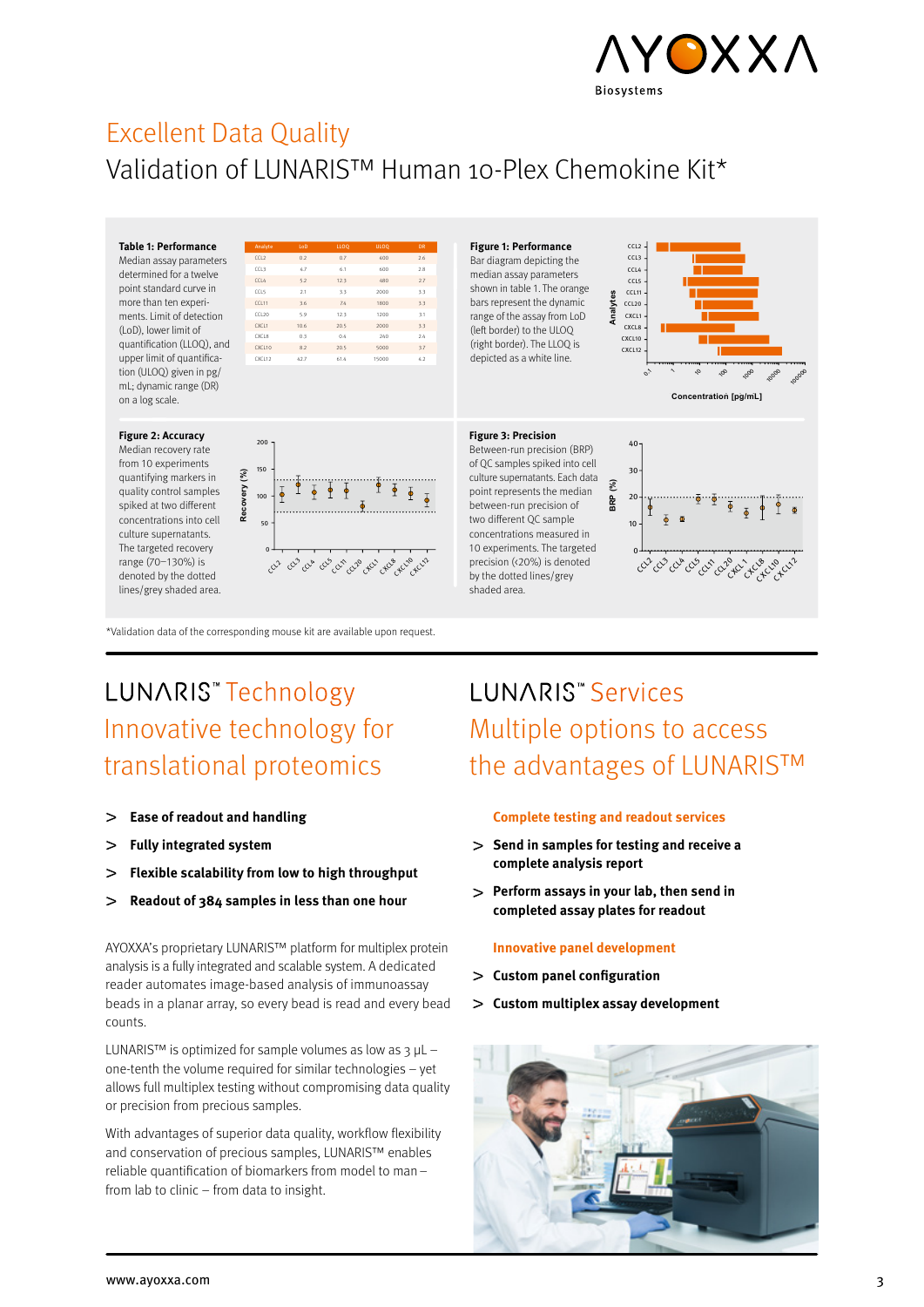## Excellent Data Quality

# Validation of LUNARIS™ Human 10-Plex Chemokine Kit*

**Table 1: Performance**
Median assay parameters determined for a twelve point standard curve in more than ten experiments. Limit of detection (LoD), lower limit of quantification (LLOQ), and upper limit of quantification (ULOQ) given in pg/mL; dynamic range (DR) on a log scale.

| Analyte | LoD | LLOQ | ULOQ | DR |
|---|---|---|---|---|
| CCL2 | 0.2 | 0.7 | 400 | 2.6 |
| CCL3 | 4.7 | 6.1 | 600 | 2.8 |
| CCL4 | 5.2 | 12.3 | 680 | 2.7 |
| CCL5 | 2.1 | 3.3 | 2000 | 3.3 |
| CCL11 | 3.6 | 7.4 | 1800 | 3.3 |
| CCL20 | 5.9 | 12.3 | 1200 | 3.1 |
| CXCL1 | 10.6 | 20.5 | 2000 | 3.3 |
| CXCL8 | 0.3 | 0.4 | 240 | 2.4 |
| CXCL10 | 8.2 | 20.5 | 5000 | 3.7 |
| CXCL12 | 42.7 | 61.4 | 15000 | 4.2 |

**Figure 1: Performance**
Bar diagram depicting the median assay parameters shown in table 1. The orange bars represent the dynamic range of the assay from LoD (left border) to the ULOQ (right border). The LLOQ is depicted as a white line.

Analytes
CCL2
CCL3
CCL4
CCL5
CCL11
CCL20
CXCL1
CXCL8
CXCL10
CXCL12
0.1
1
10
100
1000
10000
100000
Concentration [pg/mL]

**Figure 2: Accuracy**
Median recovery rate from 10 experiments quantifying markers in quality control samples spiked at two different concentrations into cell culture supernatants. The targeted recovery range (70–130%) is denoted by the dotted lines/grey shaded area.

Recovery (%)
200
150
100
50
0
CCL2 CCL3 CCL4 CCL5 CCL11 CCL20 CXCL1 CXCL8 CXCL10 CXCL12

**Figure 3: Precision**
Between-run precision (BRP) of QC samples spiked into cell culture supernatants. Each data point represents the median between-run precision of two different QC sample concentrations measured in 10 experiments. The targeted precision (<20%) is denoted by the dotted lines/grey shaded area.

BRP (%)
40
30
20
10
0
CCL2 CCL3 CCL4 CCL5 CCL11 CCL20 CXCL1 CXCL8 CXCL10 CXCL12

*Validation data of the corresponding mouse kit are available upon request.

## LUNARIS™ Technology
## Innovative technology for translational proteomics

> **Ease of readout and handling**
> **Fully integrated system**
> **Flexible scalability from low to high throughput**
> **Readout of 384 samples in less than one hour**

AYOXXA's proprietary LUNARIS™ platform for multiplex protein analysis is a fully integrated and scalable system. A dedicated reader automates image-based analysis of immunoassay beads in a planar array, so every bead is read and every bead counts.

LUNARIS™ is optimized for sample volumes as low as 3 µL – one-tenth the volume required for similar technologies – yet allows full multiplex testing without compromising data quality or precision from precious samples.

With advantages of superior data quality, workflow flexibility and conservation of precious samples, LUNARIS™ enables reliable quantification of biomarkers from model to man – from lab to clinic – from data to insight.

## LUNARIS™ Services
## Multiple options to access the advantages of LUNARIS™

**Complete testing and readout services**

> **Send in samples for testing and receive a complete analysis report**
> **Perform assays in your lab, then send in completed assay plates for readout**

**Innovative panel development**

> **Custom panel configuration**
> **Custom multiplex assay development**

www.ayoxxa.com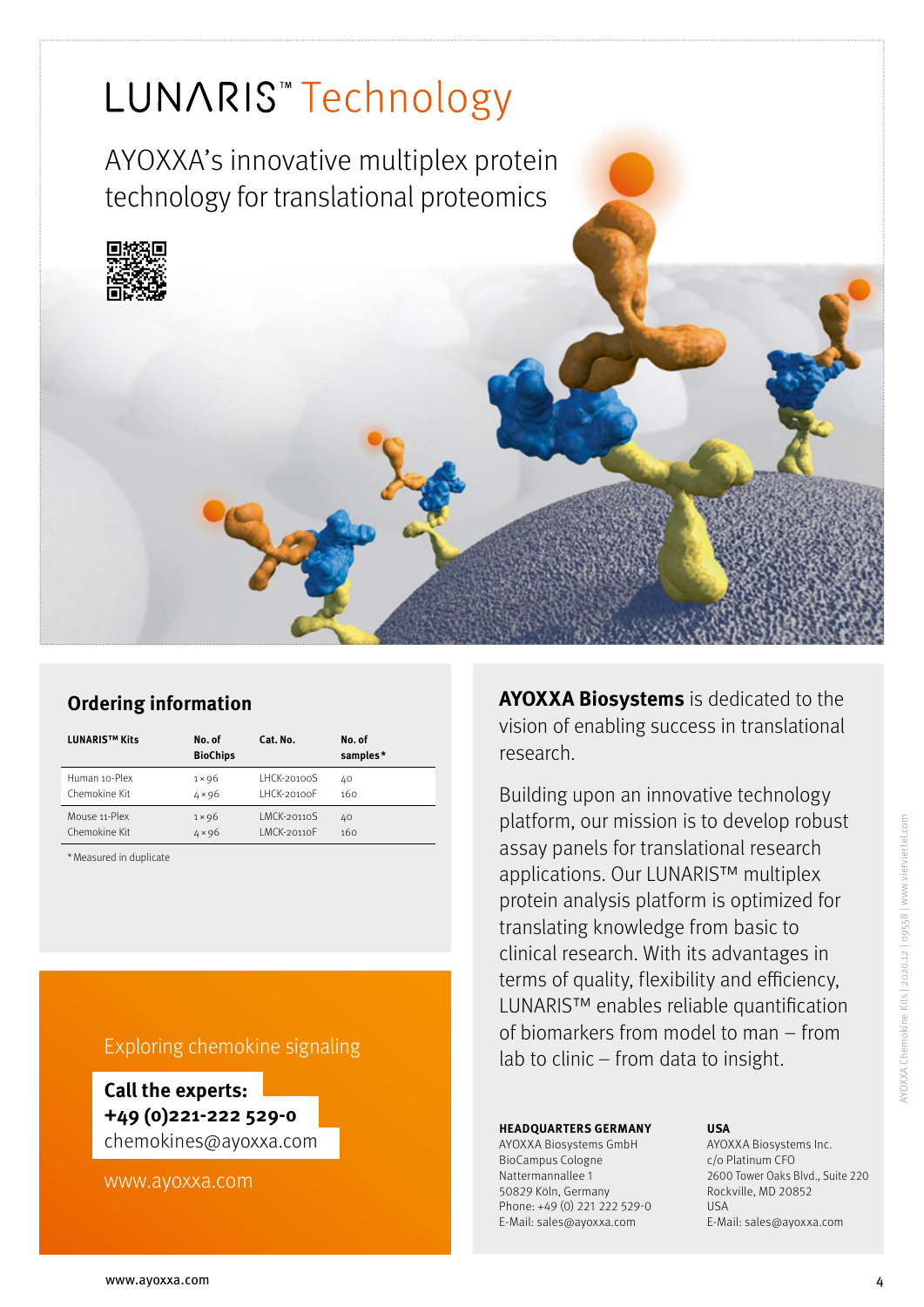# LUNARIS™ Technology

AYOXXA's innovative multiplex protein technology for translational proteomics

## Ordering information

| LUNARIS™ Kits | No. of BioChips | Cat. No. | No. of samples* |
|---|---|---|---|
| Human 10-Plex Chemokine Kit | 1×96<br>4×96 | LHCK-20100S<br>LHCK-20100F | 40<br>160 |
| Mouse 11-Plex Chemokine Kit | 1×96<br>4×96 | LMCK-20110S<br>LMCK-20110F | 40<br>160 |

*Measured in duplicate

Exploring chemokine signaling

**Call the experts:**
**+49 (0)221-222 529-0**
chemokines@ayoxxa.com

www.ayoxxa.com

**AYOXXA Biosystems** is dedicated to the vision of enabling success in translational research.

Building upon an innovative technology platform, our mission is to develop robust assay panels for translational research applications. Our LUNARIS™ multiplex protein analysis platform is optimized for translating knowledge from basic to clinical research. With its advantages in terms of quality, flexibility and efficiency, LUNARIS™ enables reliable quantification of biomarkers from model to man – from lab to clinic – from data to insight.

**HEADQUARTERS GERMANY**
AYOXXA Biosystems GmbH
BioCampus Cologne
Nattermannallee 1
50829 Köln, Germany
Phone: +49 (0) 221 222 529-0
E-Mail: sales@ayoxxa.com

**USA**
AYOXXA Biosystems Inc.
c/o Platinum CFO
2600 Tower Oaks Blvd., Suite 220
Rockville, MD 20852
USA
E-Mail: sales@ayoxxa.com

AYOXXA Chemokine Kits | 2020.12 | 09558 | www.vierviertel.com